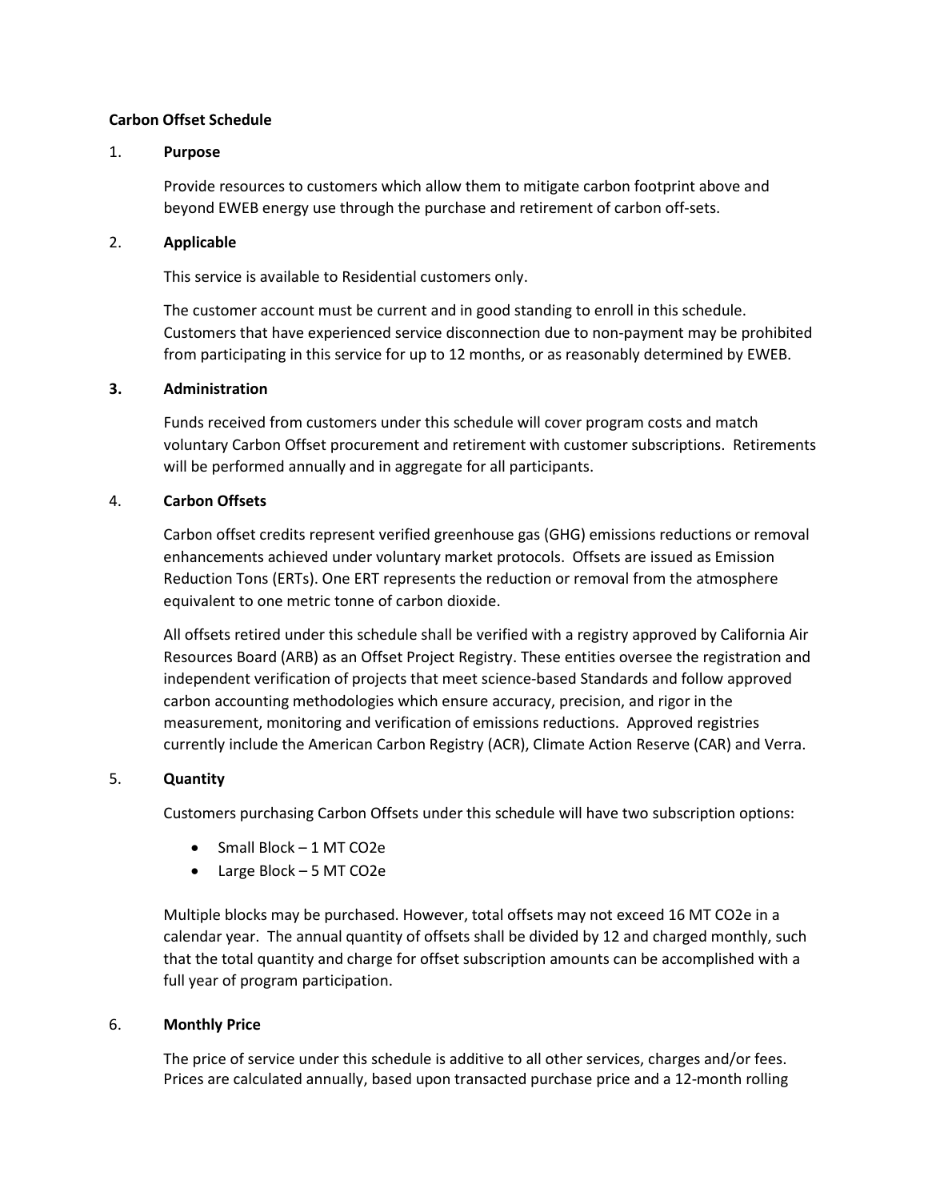# Carbon Offset Schedule

## 1. Purpose

Provide resources to customers which allow them to mitigate carbon footprint above and beyond EWEB energy use through the purchase and retirement of carbon off-sets.

## 2. Applicable

This service is available to Residential customers only.

The customer account must be current and in good standing to enroll in this schedule. Customers that have experienced service disconnection due to non-payment may be prohibited from participating in this service for up to 12 months, or as reasonably determined by EWEB.

## 3. Administration

Funds received from customers under this schedule will cover program costs and match voluntary Carbon Offset procurement and retirement with customer subscriptions. Retirements will be performed annually and in aggregate for all participants.

## 4. Carbon Offsets

Carbon offset credits represent verified greenhouse gas (GHG) emissions reductions or removal enhancements achieved under voluntary market protocols. Offsets are issued as Emission Reduction Tons (ERTs). One ERT represents the reduction or removal from the atmosphere equivalent to one metric tonne of carbon dioxide.

All offsets retired under this schedule shall be verified with a registry approved by California Air Resources Board (ARB) as an Offset Project Registry. These entities oversee the registration and independent verification of projects that meet science-based Standards and follow approved carbon accounting methodologies which ensure accuracy, precision, and rigor in the measurement, monitoring and verification of emissions reductions. Approved registries currently include the American Carbon Registry (ACR), Climate Action Reserve (CAR) and Verra.

## 5. Quantity

Customers purchasing Carbon Offsets under this schedule will have two subscription options:

- Small Block – 1 MT $CO_2e$
- Large Block – 5 MT $CO_2e$

Multiple blocks may be purchased. However, total offsets may not exceed 16 MT $CO_2e$ in a calendar year. The annual quantity of offsets shall be divided by 12 and charged monthly, such that the total quantity and charge for offset subscription amounts can be accomplished with a full year of program participation.

## 6. Monthly Price

The price of service under this schedule is additive to all other services, charges and/or fees. Prices are calculated annually, based upon transacted purchase price and a 12-month rolling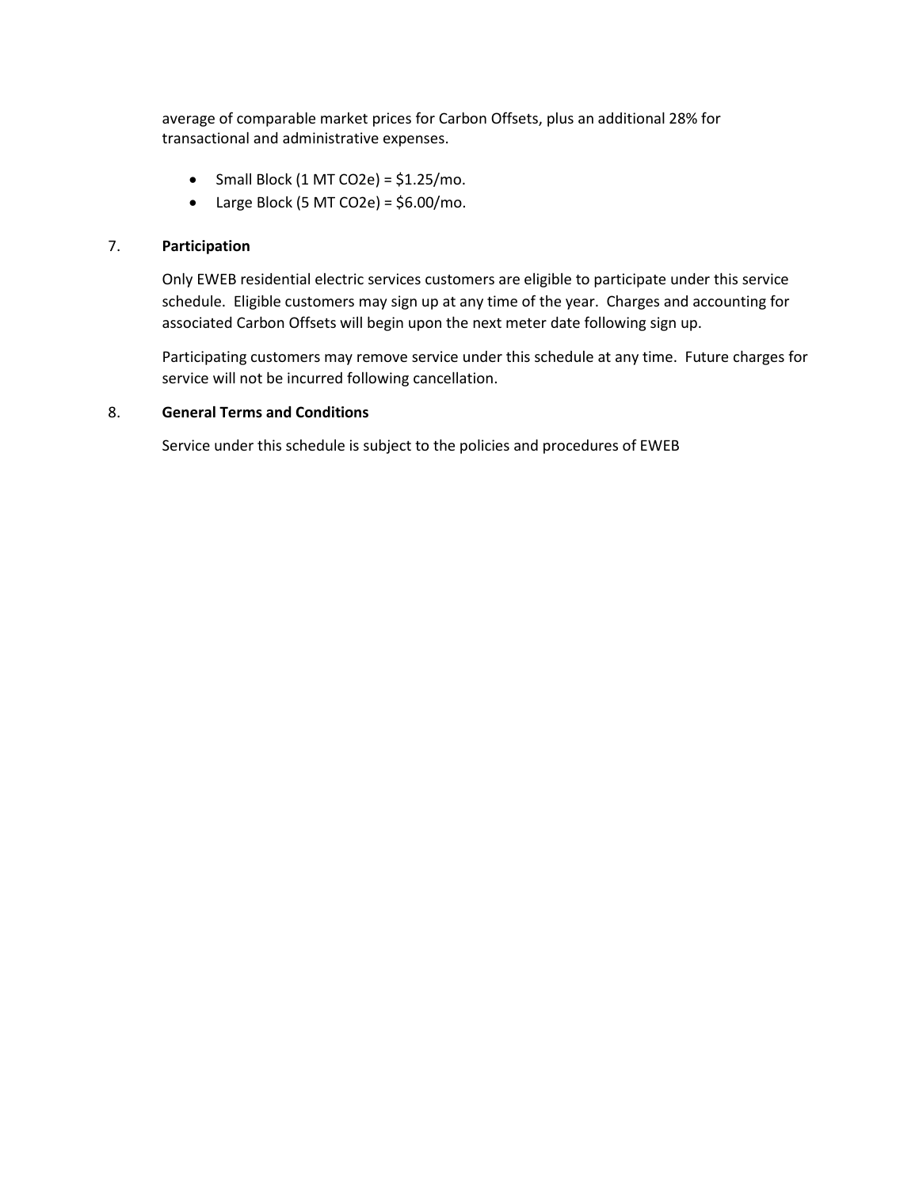average of comparable market prices for Carbon Offsets, plus an additional 28% for transactional and administrative expenses.

- Small Block (1 MT $CO_2e$) = $1.25/mo.
- Large Block (5 MT $CO_2e$) = $6.00/mo.

7. **Participation**

Only EWEB residential electric services customers are eligible to participate under this service schedule. Eligible customers may sign up at any time of the year. Charges and accounting for associated Carbon Offsets will begin upon the next meter date following sign up.

Participating customers may remove service under this schedule at any time. Future charges for service will not be incurred following cancellation.

8. **General Terms and Conditions**

Service under this schedule is subject to the policies and procedures of EWEB